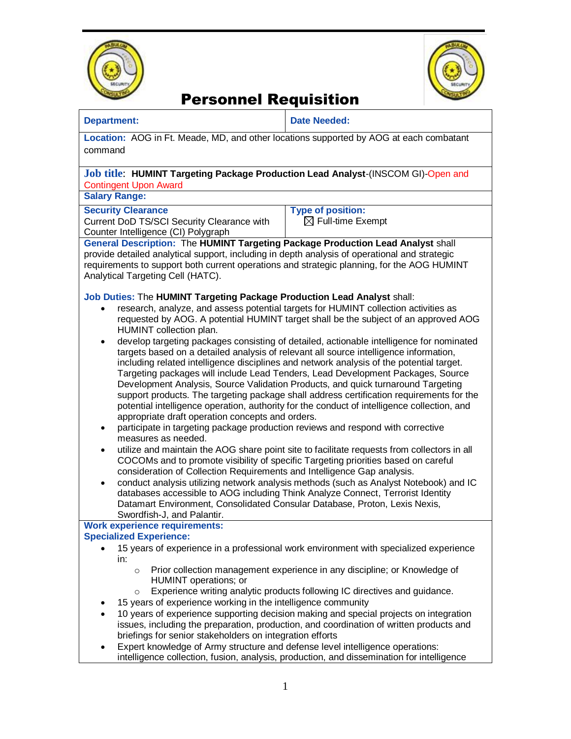# Personnel Requisition

| **Department:** | **Date Needed:** |
|---|---|
| **Location:** AOG in Ft. Meade, MD, and other locations supported by AOG at each combatant command | |
| **Job title**: **HUMINT Targeting Package Production Lead Analyst**-(INSCOM GI)-Open and Contingent Upon Award | |
| **Salary Range:** | |
| **Security Clearance** Current DoD TS/SCI Security Clearance with Counter Intelligence (CI) Polygraph | **Type of position:** ☒ Full-time Exempt |

**General Description:** The **HUMINT Targeting Package Production Lead Analyst** shall provide detailed analytical support, including in depth analysis of operational and strategic requirements to support both current operations and strategic planning, for the AOG HUMINT Analytical Targeting Cell (HATC).

**Job Duties:** The **HUMINT Targeting Package Production Lead Analyst** shall:

- research, analyze, and assess potential targets for HUMINT collection activities as requested by AOG. A potential HUMINT target shall be the subject of an approved AOG HUMINT collection plan.
- develop targeting packages consisting of detailed, actionable intelligence for nominated targets based on a detailed analysis of relevant all source intelligence information, including related intelligence disciplines and network analysis of the potential target. Targeting packages will include Lead Tenders, Lead Development Packages, Source Development Analysis, Source Validation Products, and quick turnaround Targeting support products. The targeting package shall address certification requirements for the potential intelligence operation, authority for the conduct of intelligence collection, and appropriate draft operation concepts and orders.
- participate in targeting package production reviews and respond with corrective measures as needed.
- utilize and maintain the AOG share point site to facilitate requests from collectors in all COCOMs and to promote visibility of specific Targeting priorities based on careful consideration of Collection Requirements and Intelligence Gap analysis.
- conduct analysis utilizing network analysis methods (such as Analyst Notebook) and IC databases accessible to AOG including Think Analyze Connect, Terrorist Identity Datamart Environment, Consolidated Consular Database, Proton, Lexis Nexis, Swordfish-J, and Palantir.

**Work experience requirements:**
**Specialized Experience:**

- 15 years of experience in a professional work environment with specialized experience in:
  - Prior collection management experience in any discipline; or Knowledge of HUMINT operations; or
  - Experience writing analytic products following IC directives and guidance.
- 15 years of experience working in the intelligence community
- 10 years of experience supporting decision making and special projects on integration issues, including the preparation, production, and coordination of written products and briefings for senior stakeholders on integration efforts
- Expert knowledge of Army structure and defense level intelligence operations: intelligence collection, fusion, analysis, production, and dissemination for intelligence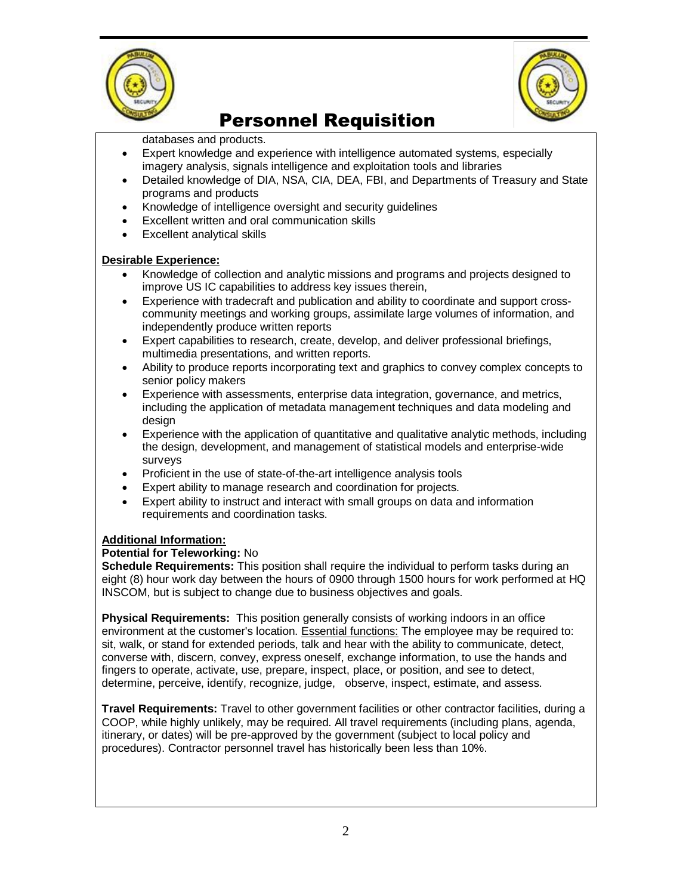databases and products.

- Expert knowledge and experience with intelligence automated systems, especially imagery analysis, signals intelligence and exploitation tools and libraries
- Detailed knowledge of DIA, NSA, CIA, DEA, FBI, and Departments of Treasury and State programs and products
- Knowledge of intelligence oversight and security guidelines
- Excellent written and oral communication skills
- Excellent analytical skills

**Desirable Experience:**

- Knowledge of collection and analytic missions and programs and projects designed to improve US IC capabilities to address key issues therein,
- Experience with tradecraft and publication and ability to coordinate and support cross-community meetings and working groups, assimilate large volumes of information, and independently produce written reports
- Expert capabilities to research, create, develop, and deliver professional briefings, multimedia presentations, and written reports.
- Ability to produce reports incorporating text and graphics to convey complex concepts to senior policy makers
- Experience with assessments, enterprise data integration, governance, and metrics, including the application of metadata management techniques and data modeling and design
- Experience with the application of quantitative and qualitative analytic methods, including the design, development, and management of statistical models and enterprise-wide surveys
- Proficient in the use of state-of-the-art intelligence analysis tools
- Expert ability to manage research and coordination for projects.
- Expert ability to instruct and interact with small groups on data and information requirements and coordination tasks.

**Additional Information:**

**Potential for Teleworking:** No

**Schedule Requirements:** This position shall require the individual to perform tasks during an eight (8) hour work day between the hours of 0900 through 1500 hours for work performed at HQ INSCOM, but is subject to change due to business objectives and goals.

**Physical Requirements:** This position generally consists of working indoors in an office environment at the customer's location. Essential functions: The employee may be required to: sit, walk, or stand for extended periods, talk and hear with the ability to communicate, detect, converse with, discern, convey, express oneself, exchange information, to use the hands and fingers to operate, activate, use, prepare, inspect, place, or position, and see to detect, determine, perceive, identify, recognize, judge, observe, inspect, estimate, and assess.

**Travel Requirements:** Travel to other government facilities or other contractor facilities, during a COOP, while highly unlikely, may be required. All travel requirements (including plans, agenda, itinerary, or dates) will be pre-approved by the government (subject to local policy and procedures). Contractor personnel travel has historically been less than 10%.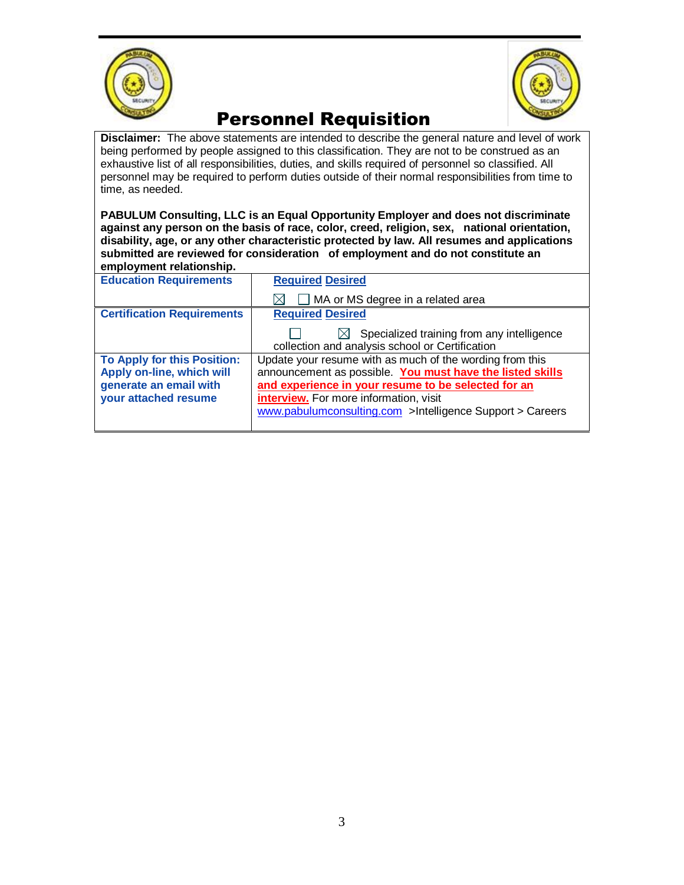# Personnel Requisition

**Disclaimer:** The above statements are intended to describe the general nature and level of work being performed by people assigned to this classification. They are not to be construed as an exhaustive list of all responsibilities, duties, and skills required of personnel so classified. All personnel may be required to perform duties outside of their normal responsibilities from time to time, as needed.

**PABULUM Consulting, LLC is an Equal Opportunity Employer and does not discriminate against any person on the basis of race, color, creed, religion, sex, national orientation, disability, age, or any other characteristic protected by law. All resumes and applications submitted are reviewed for consideration of employment and do not constitute an employment relationship.**

| | |
|---|---|
| **Education Requirements** | **Required Desired**<br>☒ ☐ MA or MS degree in a related area |
| **Certification Requirements** | **Required Desired**<br>☐ ☒ Specialized training from any intelligence collection and analysis school or Certification |
| **To Apply for this Position: Apply on-line, which will generate an email with your attached resume** | Update your resume with as much of the wording from this announcement as possible. **You must have the listed skills and experience in your resume to be selected for an interview.** For more information, visit www.pabulumconsulting.com >Intelligence Support > Careers |